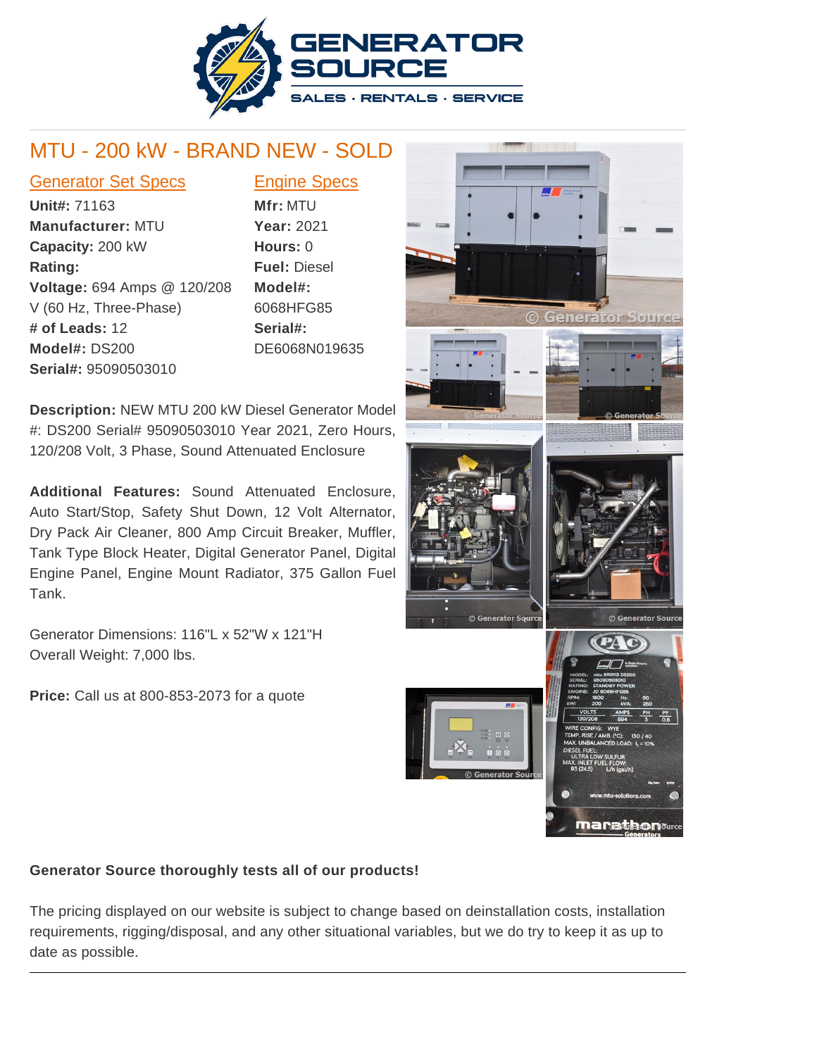# MTU - 200 kW - BRAND NEW - SOLD

## Generator Set Specs

**Unit#:** 71163
**Manufacturer:** MTU
**Capacity:** 200 kW
**Rating:**
**Voltage:** 694 Amps @ 120/208 V (60 Hz, Three-Phase)
**# of Leads:** 12
**Model#:** DS200
**Serial#:** 95090503010

## Engine Specs

**Mfr:** MTU
**Year:** 2021
**Hours:** 0
**Fuel:** Diesel
**Model#:** 6068HFG85
**Serial#:** DE6068N019635

**Description:** NEW MTU 200 kW Diesel Generator Model #: DS200 Serial# 95090503010 Year 2021, Zero Hours, 120/208 Volt, 3 Phase, Sound Attenuated Enclosure

**Additional Features:** Sound Attenuated Enclosure, Auto Start/Stop, Safety Shut Down, 12 Volt Alternator, Dry Pack Air Cleaner, 800 Amp Circuit Breaker, Muffler, Tank Type Block Heater, Digital Generator Panel, Digital Engine Panel, Engine Mount Radiator, 375 Gallon Fuel Tank.

Generator Dimensions: 116"L x 52"W x 121"H
Overall Weight: 7,000 lbs.

**Price:** Call us at 800-853-2073 for a quote

**Generator Source thoroughly tests all of our products!**

The pricing displayed on our website is subject to change based on deinstallation costs, installation requirements, rigging/disposal, and any other situational variables, but we do try to keep it as up to date as possible.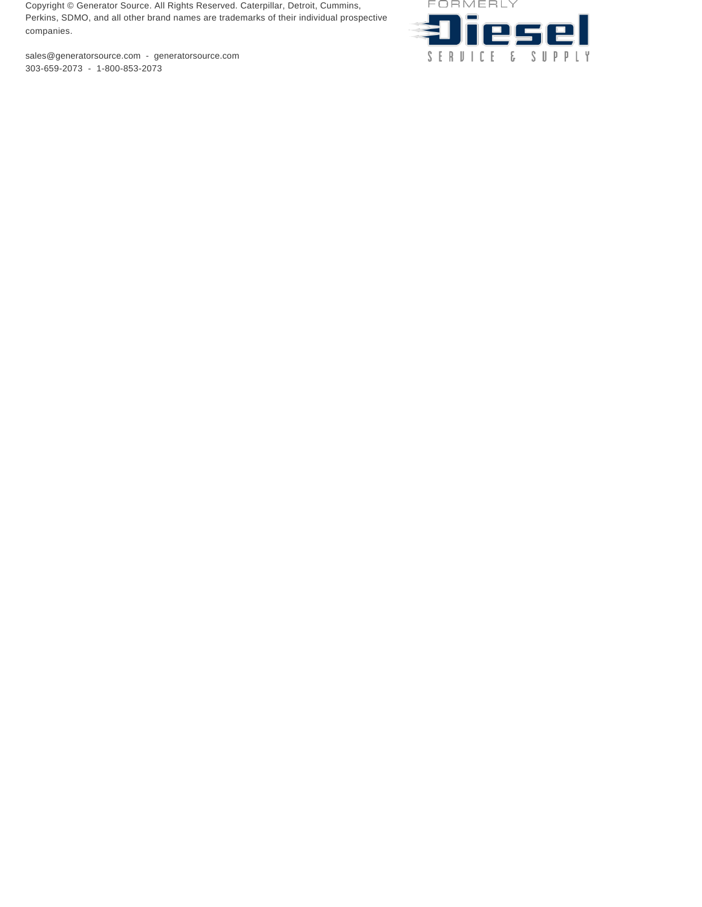Copyright © Generator Source. All Rights Reserved. Caterpillar, Detroit, Cummins, Perkins, SDMO, and all other brand names are trademarks of their individual prospective companies.

sales@generatorsource.com - generatorsource.com
303-659-2073 - 1-800-853-2073

FORMERLY Diesel SERVICE & SUPPLY